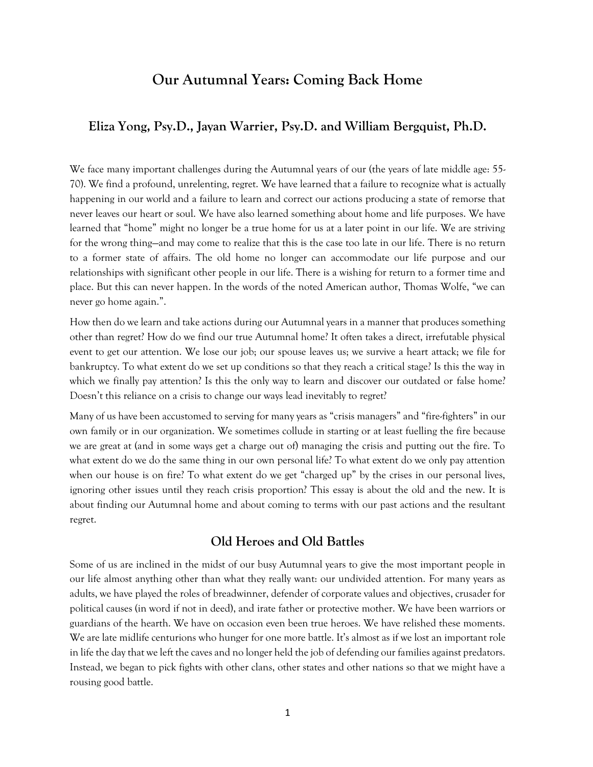# Our Autumnal Years: Coming Back Home

## Eliza Yong, Psy.D., Jayan Warrier, Psy.D. and William Bergquist, Ph.D.

We face many important challenges during the Autumnal years of our (the years of late middle age: 55-70). We find a profound, unrelenting, regret. We have learned that a failure to recognize what is actually happening in our world and a failure to learn and correct our actions producing a state of remorse that never leaves our heart or soul. We have also learned something about home and life purposes. We have learned that "home" might no longer be a true home for us at a later point in our life. We are striving for the wrong thing—and may come to realize that this is the case too late in our life. There is no return to a former state of affairs. The old home no longer can accommodate our life purpose and our relationships with significant other people in our life. There is a wishing for return to a former time and place. But this can never happen. In the words of the noted American author, Thomas Wolfe, "we can never go home again.".

How then do we learn and take actions during our Autumnal years in a manner that produces something other than regret? How do we find our true Autumnal home? It often takes a direct, irrefutable physical event to get our attention. We lose our job; our spouse leaves us; we survive a heart attack; we file for bankruptcy. To what extent do we set up conditions so that they reach a critical stage? Is this the way in which we finally pay attention? Is this the only way to learn and discover our outdated or false home? Doesn't this reliance on a crisis to change our ways lead inevitably to regret?

Many of us have been accustomed to serving for many years as "crisis managers" and "fire-fighters" in our own family or in our organization. We sometimes collude in starting or at least fuelling the fire because we are great at (and in some ways get a charge out of) managing the crisis and putting out the fire. To what extent do we do the same thing in our own personal life? To what extent do we only pay attention when our house is on fire? To what extent do we get "charged up" by the crises in our personal lives, ignoring other issues until they reach crisis proportion? This essay is about the old and the new. It is about finding our Autumnal home and about coming to terms with our past actions and the resultant regret.

## Old Heroes and Old Battles

Some of us are inclined in the midst of our busy Autumnal years to give the most important people in our life almost anything other than what they really want: our undivided attention. For many years as adults, we have played the roles of breadwinner, defender of corporate values and objectives, crusader for political causes (in word if not in deed), and irate father or protective mother. We have been warriors or guardians of the hearth. We have on occasion even been true heroes. We have relished these moments. We are late midlife centurions who hunger for one more battle. It's almost as if we lost an important role in life the day that we left the caves and no longer held the job of defending our families against predators. Instead, we began to pick fights with other clans, other states and other nations so that we might have a rousing good battle.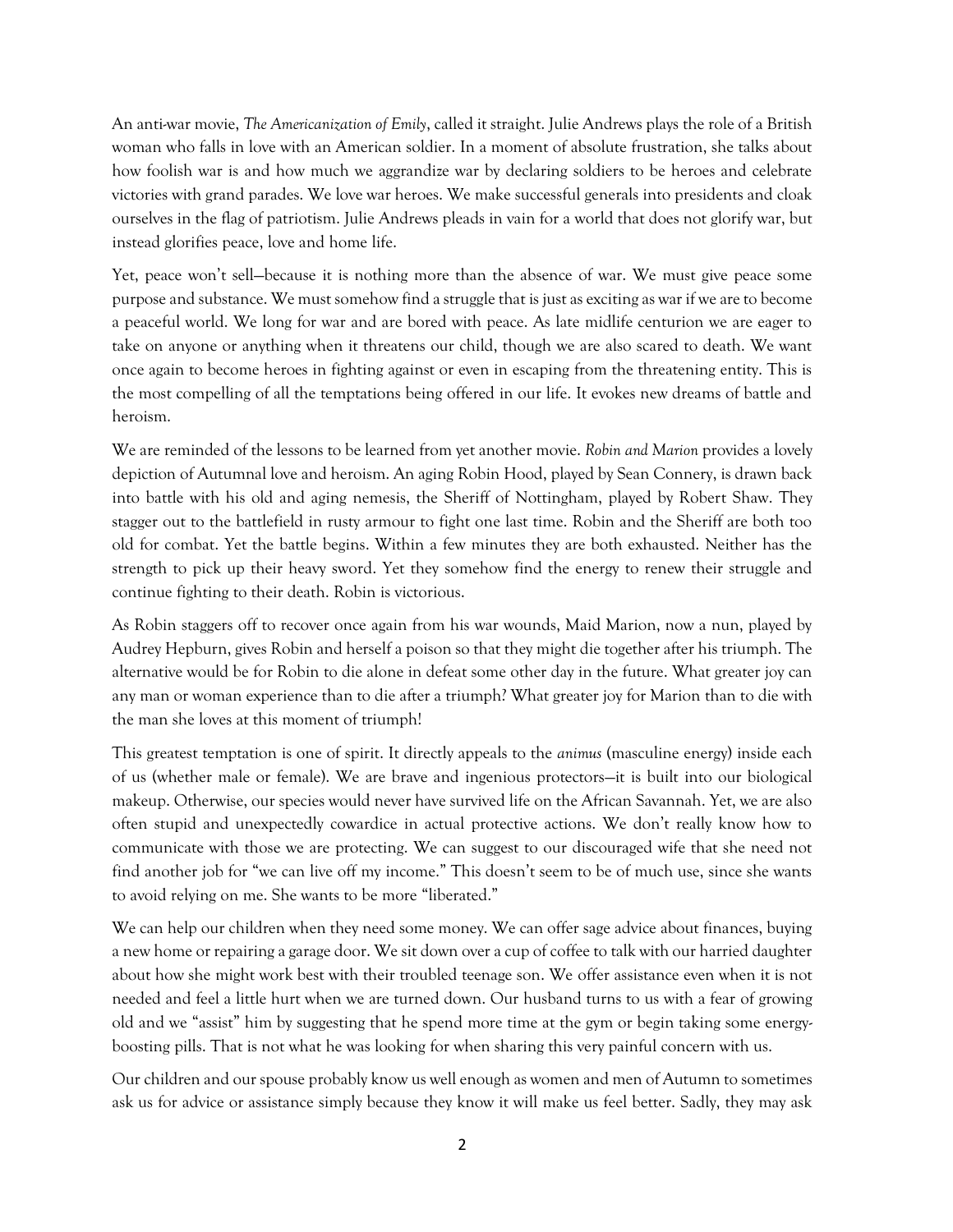An anti-war movie, *The Americanization of Emily*, called it straight. Julie Andrews plays the role of a British woman who falls in love with an American soldier. In a moment of absolute frustration, she talks about how foolish war is and how much we aggrandize war by declaring soldiers to be heroes and celebrate victories with grand parades. We love war heroes. We make successful generals into presidents and cloak ourselves in the flag of patriotism. Julie Andrews pleads in vain for a world that does not glorify war, but instead glorifies peace, love and home life.

Yet, peace won't sell—because it is nothing more than the absence of war. We must give peace some purpose and substance. We must somehow find a struggle that is just as exciting as war if we are to become a peaceful world. We long for war and are bored with peace. As late midlife centurion we are eager to take on anyone or anything when it threatens our child, though we are also scared to death. We want once again to become heroes in fighting against or even in escaping from the threatening entity. This is the most compelling of all the temptations being offered in our life. It evokes new dreams of battle and heroism.

We are reminded of the lessons to be learned from yet another movie. *Robin and Marion* provides a lovely depiction of Autumnal love and heroism. An aging Robin Hood, played by Sean Connery, is drawn back into battle with his old and aging nemesis, the Sheriff of Nottingham, played by Robert Shaw. They stagger out to the battlefield in rusty armour to fight one last time. Robin and the Sheriff are both too old for combat. Yet the battle begins. Within a few minutes they are both exhausted. Neither has the strength to pick up their heavy sword. Yet they somehow find the energy to renew their struggle and continue fighting to their death. Robin is victorious.

As Robin staggers off to recover once again from his war wounds, Maid Marion, now a nun, played by Audrey Hepburn, gives Robin and herself a poison so that they might die together after his triumph. The alternative would be for Robin to die alone in defeat some other day in the future. What greater joy can any man or woman experience than to die after a triumph? What greater joy for Marion than to die with the man she loves at this moment of triumph!

This greatest temptation is one of spirit. It directly appeals to the *animus* (masculine energy) inside each of us (whether male or female). We are brave and ingenious protectors—it is built into our biological makeup. Otherwise, our species would never have survived life on the African Savannah. Yet, we are also often stupid and unexpectedly cowardice in actual protective actions. We don't really know how to communicate with those we are protecting. We can suggest to our discouraged wife that she need not find another job for "we can live off my income." This doesn't seem to be of much use, since she wants to avoid relying on me. She wants to be more "liberated."

We can help our children when they need some money. We can offer sage advice about finances, buying a new home or repairing a garage door. We sit down over a cup of coffee to talk with our harried daughter about how she might work best with their troubled teenage son. We offer assistance even when it is not needed and feel a little hurt when we are turned down. Our husband turns to us with a fear of growing old and we "assist" him by suggesting that he spend more time at the gym or begin taking some energy-boosting pills. That is not what he was looking for when sharing this very painful concern with us.

Our children and our spouse probably know us well enough as women and men of Autumn to sometimes ask us for advice or assistance simply because they know it will make us feel better. Sadly, they may ask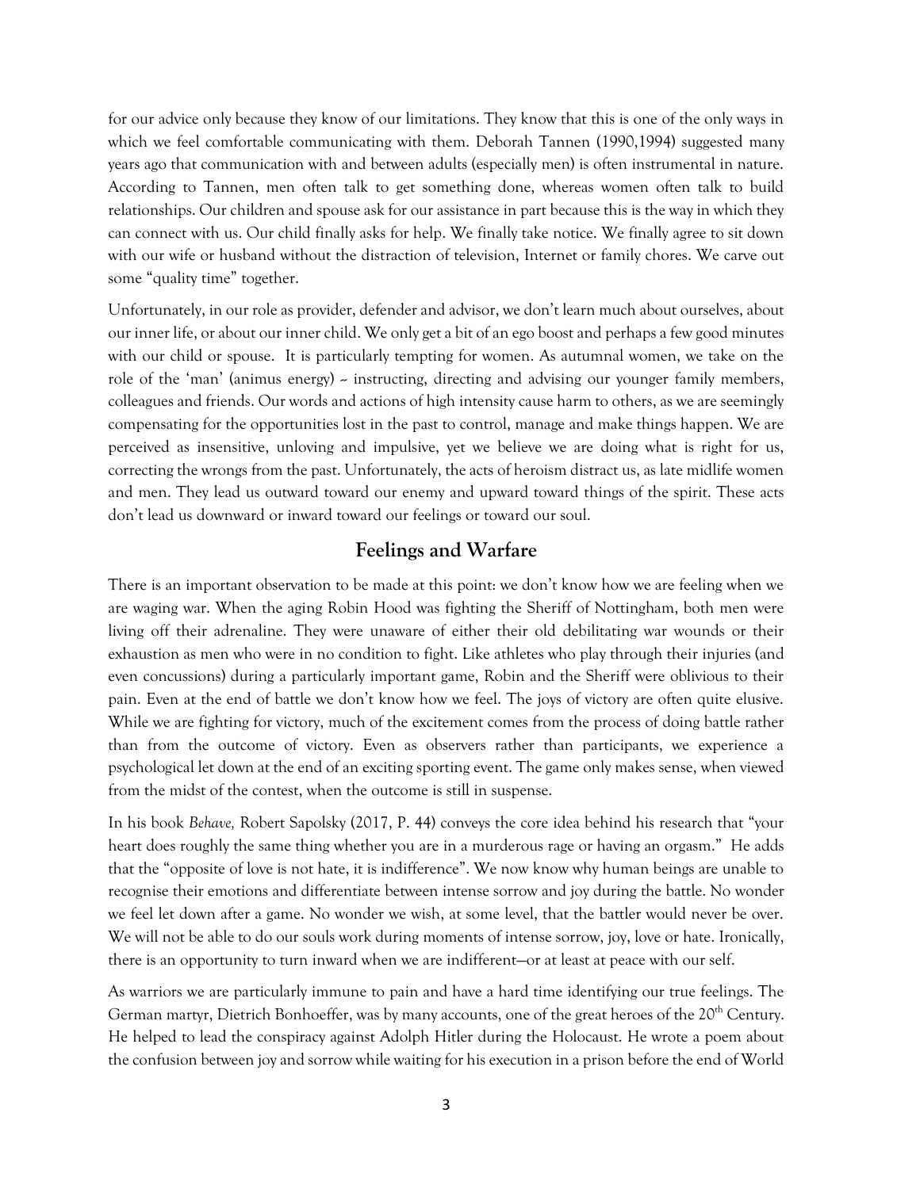for our advice only because they know of our limitations. They know that this is one of the only ways in which we feel comfortable communicating with them. Deborah Tannen (1990,1994) suggested many years ago that communication with and between adults (especially men) is often instrumental in nature. According to Tannen, men often talk to get something done, whereas women often talk to build relationships. Our children and spouse ask for our assistance in part because this is the way in which they can connect with us. Our child finally asks for help. We finally take notice. We finally agree to sit down with our wife or husband without the distraction of television, Internet or family chores. We carve out some "quality time" together.

Unfortunately, in our role as provider, defender and advisor, we don't learn much about ourselves, about our inner life, or about our inner child. We only get a bit of an ego boost and perhaps a few good minutes with our child or spouse. It is particularly tempting for women. As autumnal women, we take on the role of the 'man' (animus energy) ~ instructing, directing and advising our younger family members, colleagues and friends. Our words and actions of high intensity cause harm to others, as we are seemingly compensating for the opportunities lost in the past to control, manage and make things happen. We are perceived as insensitive, unloving and impulsive, yet we believe we are doing what is right for us, correcting the wrongs from the past. Unfortunately, the acts of heroism distract us, as late midlife women and men. They lead us outward toward our enemy and upward toward things of the spirit. These acts don't lead us downward or inward toward our feelings or toward our soul.

## Feelings and Warfare

There is an important observation to be made at this point: we don't know how we are feeling when we are waging war. When the aging Robin Hood was fighting the Sheriff of Nottingham, both men were living off their adrenaline. They were unaware of either their old debilitating war wounds or their exhaustion as men who were in no condition to fight. Like athletes who play through their injuries (and even concussions) during a particularly important game, Robin and the Sheriff were oblivious to their pain. Even at the end of battle we don't know how we feel. The joys of victory are often quite elusive. While we are fighting for victory, much of the excitement comes from the process of doing battle rather than from the outcome of victory. Even as observers rather than participants, we experience a psychological let down at the end of an exciting sporting event. The game only makes sense, when viewed from the midst of the contest, when the outcome is still in suspense.

In his book *Behave,* Robert Sapolsky (2017, P. 44) conveys the core idea behind his research that "your heart does roughly the same thing whether you are in a murderous rage or having an orgasm." He adds that the "opposite of love is not hate, it is indifference". We now know why human beings are unable to recognise their emotions and differentiate between intense sorrow and joy during the battle. No wonder we feel let down after a game. No wonder we wish, at some level, that the battler would never be over. We will not be able to do our souls work during moments of intense sorrow, joy, love or hate. Ironically, there is an opportunity to turn inward when we are indifferent—or at least at peace with our self.

As warriors we are particularly immune to pain and have a hard time identifying our true feelings. The German martyr, Dietrich Bonhoeffer, was by many accounts, one of the great heroes of the 20th Century. He helped to lead the conspiracy against Adolph Hitler during the Holocaust. He wrote a poem about the confusion between joy and sorrow while waiting for his execution in a prison before the end of World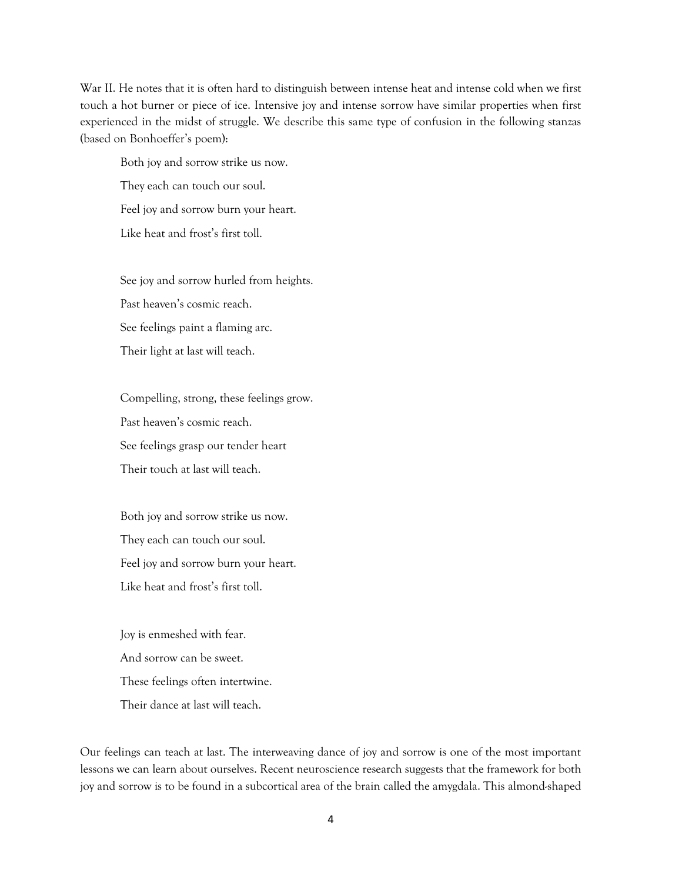War II. He notes that it is often hard to distinguish between intense heat and intense cold when we first touch a hot burner or piece of ice. Intensive joy and intense sorrow have similar properties when first experienced in the midst of struggle. We describe this same type of confusion in the following stanzas (based on Bonhoeffer's poem):

> Both joy and sorrow strike us now.
>
> They each can touch our soul.
>
> Feel joy and sorrow burn your heart.
>
> Like heat and frost's first toll.
>
> See joy and sorrow hurled from heights.
>
> Past heaven's cosmic reach.
>
> See feelings paint a flaming arc.
>
> Their light at last will teach.
>
> Compelling, strong, these feelings grow.
>
> Past heaven's cosmic reach.
>
> See feelings grasp our tender heart
>
> Their touch at last will teach.
>
> Both joy and sorrow strike us now.
>
> They each can touch our soul.
>
> Feel joy and sorrow burn your heart.
>
> Like heat and frost's first toll.
>
> Joy is enmeshed with fear.
>
> And sorrow can be sweet.
>
> These feelings often intertwine.
>
> Their dance at last will teach.

Our feelings can teach at last. The interweaving dance of joy and sorrow is one of the most important lessons we can learn about ourselves. Recent neuroscience research suggests that the framework for both joy and sorrow is to be found in a subcortical area of the brain called the amygdala. This almond-shaped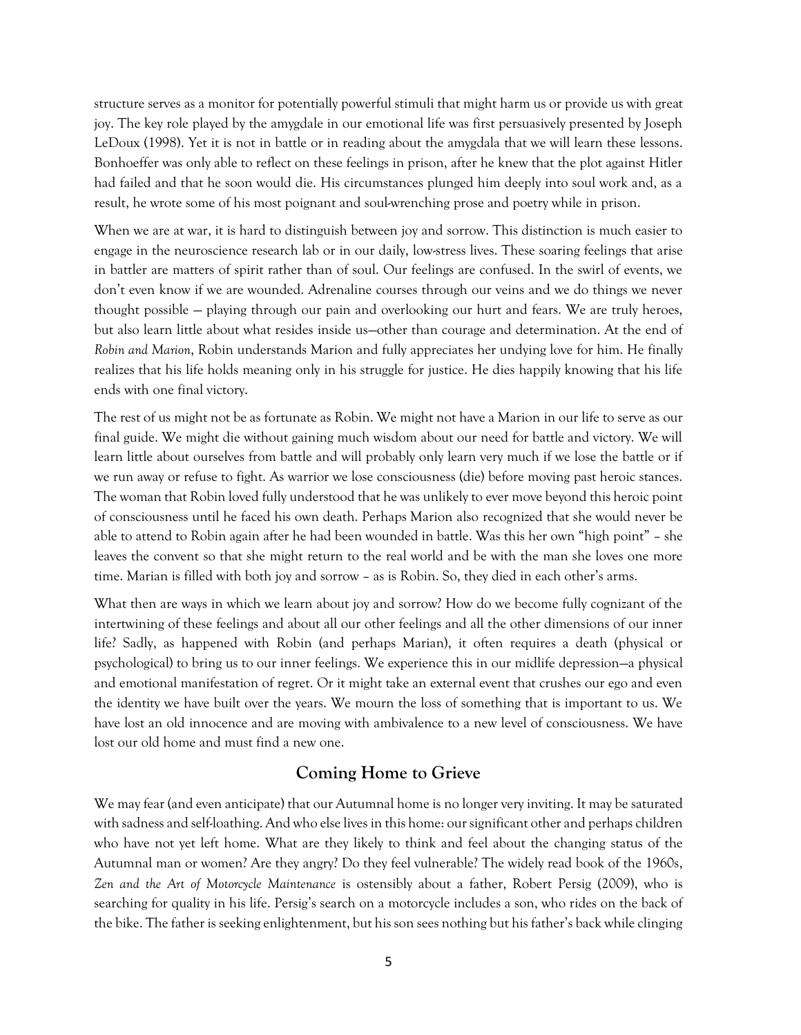structure serves as a monitor for potentially powerful stimuli that might harm us or provide us with great joy. The key role played by the amygdale in our emotional life was first persuasively presented by Joseph LeDoux (1998). Yet it is not in battle or in reading about the amygdala that we will learn these lessons. Bonhoeffer was only able to reflect on these feelings in prison, after he knew that the plot against Hitler had failed and that he soon would die. His circumstances plunged him deeply into soul work and, as a result, he wrote some of his most poignant and soul-wrenching prose and poetry while in prison.

When we are at war, it is hard to distinguish between joy and sorrow. This distinction is much easier to engage in the neuroscience research lab or in our daily, low-stress lives. These soaring feelings that arise in battler are matters of spirit rather than of soul. Our feelings are confused. In the swirl of events, we don't even know if we are wounded. Adrenaline courses through our veins and we do things we never thought possible — playing through our pain and overlooking our hurt and fears. We are truly heroes, but also learn little about what resides inside us—other than courage and determination. At the end of *Robin and Marion*, Robin understands Marion and fully appreciates her undying love for him. He finally realizes that his life holds meaning only in his struggle for justice. He dies happily knowing that his life ends with one final victory.

The rest of us might not be as fortunate as Robin. We might not have a Marion in our life to serve as our final guide. We might die without gaining much wisdom about our need for battle and victory. We will learn little about ourselves from battle and will probably only learn very much if we lose the battle or if we run away or refuse to fight. As warrior we lose consciousness (die) before moving past heroic stances. The woman that Robin loved fully understood that he was unlikely to ever move beyond this heroic point of consciousness until he faced his own death. Perhaps Marion also recognized that she would never be able to attend to Robin again after he had been wounded in battle. Was this her own "high point" – she leaves the convent so that she might return to the real world and be with the man she loves one more time. Marian is filled with both joy and sorrow – as is Robin. So, they died in each other's arms.

What then are ways in which we learn about joy and sorrow? How do we become fully cognizant of the intertwining of these feelings and about all our other feelings and all the other dimensions of our inner life? Sadly, as happened with Robin (and perhaps Marian), it often requires a death (physical or psychological) to bring us to our inner feelings. We experience this in our midlife depression—a physical and emotional manifestation of regret. Or it might take an external event that crushes our ego and even the identity we have built over the years. We mourn the loss of something that is important to us. We have lost an old innocence and are moving with ambivalence to a new level of consciousness. We have lost our old home and must find a new one.

## Coming Home to Grieve

We may fear (and even anticipate) that our Autumnal home is no longer very inviting. It may be saturated with sadness and self-loathing. And who else lives in this home: our significant other and perhaps children who have not yet left home. What are they likely to think and feel about the changing status of the Autumnal man or women? Are they angry? Do they feel vulnerable? The widely read book of the 1960s, *Zen and the Art of Motorcycle Maintenance* is ostensibly about a father, Robert Persig (2009), who is searching for quality in his life. Persig's search on a motorcycle includes a son, who rides on the back of the bike. The father is seeking enlightenment, but his son sees nothing but his father's back while clinging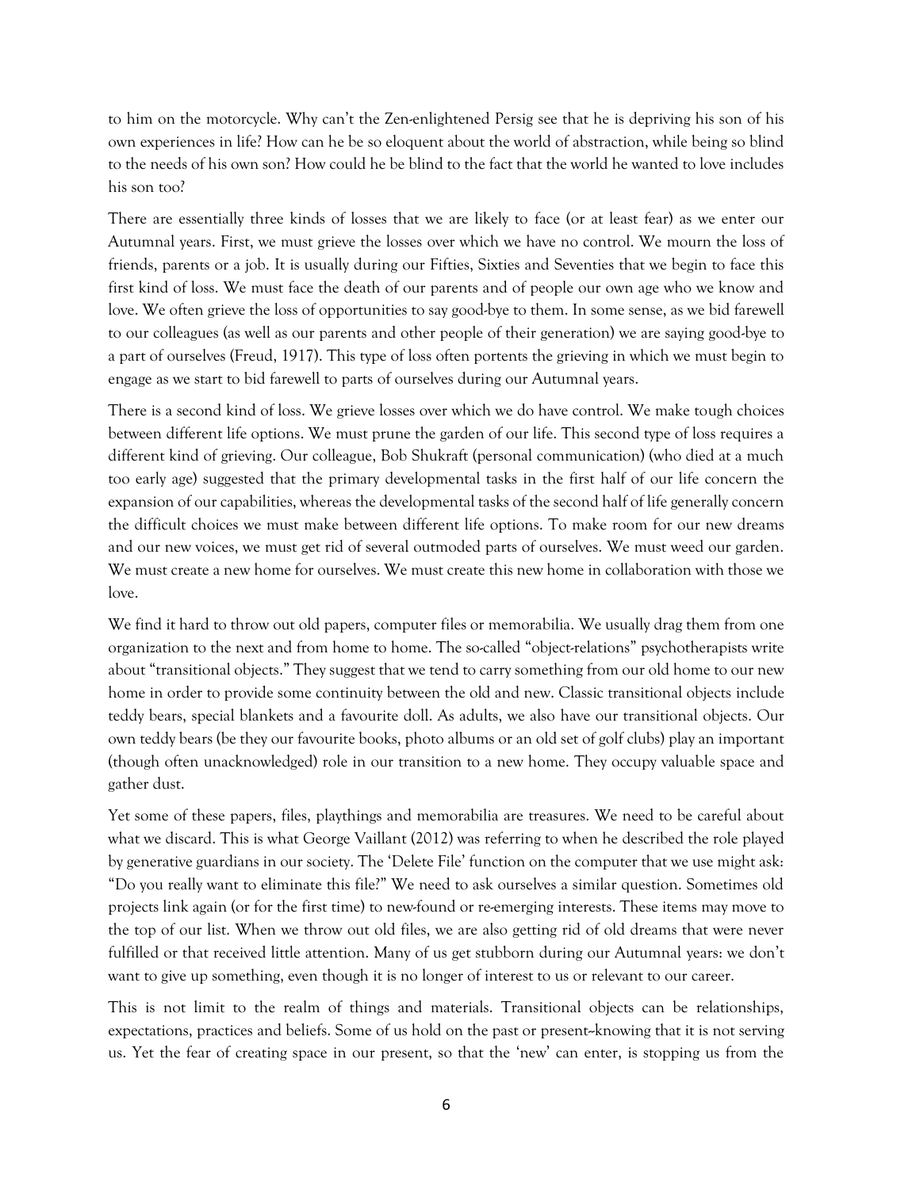to him on the motorcycle. Why can't the Zen-enlightened Persig see that he is depriving his son of his own experiences in life? How can he be so eloquent about the world of abstraction, while being so blind to the needs of his own son? How could he be blind to the fact that the world he wanted to love includes his son too?

There are essentially three kinds of losses that we are likely to face (or at least fear) as we enter our Autumnal years. First, we must grieve the losses over which we have no control. We mourn the loss of friends, parents or a job. It is usually during our Fifties, Sixties and Seventies that we begin to face this first kind of loss. We must face the death of our parents and of people our own age who we know and love. We often grieve the loss of opportunities to say good-bye to them. In some sense, as we bid farewell to our colleagues (as well as our parents and other people of their generation) we are saying good-bye to a part of ourselves (Freud, 1917). This type of loss often portents the grieving in which we must begin to engage as we start to bid farewell to parts of ourselves during our Autumnal years.

There is a second kind of loss. We grieve losses over which we do have control. We make tough choices between different life options. We must prune the garden of our life. This second type of loss requires a different kind of grieving. Our colleague, Bob Shukraft (personal communication) (who died at a much too early age) suggested that the primary developmental tasks in the first half of our life concern the expansion of our capabilities, whereas the developmental tasks of the second half of life generally concern the difficult choices we must make between different life options. To make room for our new dreams and our new voices, we must get rid of several outmoded parts of ourselves. We must weed our garden. We must create a new home for ourselves. We must create this new home in collaboration with those we love.

We find it hard to throw out old papers, computer files or memorabilia. We usually drag them from one organization to the next and from home to home. The so-called "object-relations" psychotherapists write about "transitional objects." They suggest that we tend to carry something from our old home to our new home in order to provide some continuity between the old and new. Classic transitional objects include teddy bears, special blankets and a favourite doll. As adults, we also have our transitional objects. Our own teddy bears (be they our favourite books, photo albums or an old set of golf clubs) play an important (though often unacknowledged) role in our transition to a new home. They occupy valuable space and gather dust.

Yet some of these papers, files, playthings and memorabilia are treasures. We need to be careful about what we discard. This is what George Vaillant (2012) was referring to when he described the role played by generative guardians in our society. The 'Delete File' function on the computer that we use might ask: "Do you really want to eliminate this file?" We need to ask ourselves a similar question. Sometimes old projects link again (or for the first time) to new-found or re-emerging interests. These items may move to the top of our list. When we throw out old files, we are also getting rid of old dreams that were never fulfilled or that received little attention. Many of us get stubborn during our Autumnal years: we don't want to give up something, even though it is no longer of interest to us or relevant to our career.

This is not limit to the realm of things and materials. Transitional objects can be relationships, expectations, practices and beliefs. Some of us hold on the past or present--knowing that it is not serving us. Yet the fear of creating space in our present, so that the 'new' can enter, is stopping us from the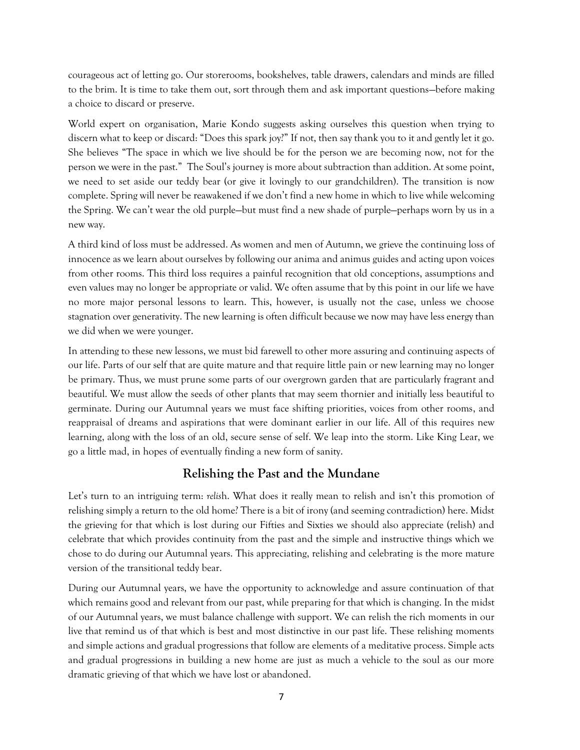courageous act of letting go. Our storerooms, bookshelves, table drawers, calendars and minds are filled to the brim. It is time to take them out, sort through them and ask important questions—before making a choice to discard or preserve.

World expert on organisation, Marie Kondo suggests asking ourselves this question when trying to discern what to keep or discard: "Does this spark joy?" If not, then say thank you to it and gently let it go. She believes "The space in which we live should be for the person we are becoming now, not for the person we were in the past." The Soul's journey is more about subtraction than addition. At some point, we need to set aside our teddy bear (or give it lovingly to our grandchildren). The transition is now complete. Spring will never be reawakened if we don't find a new home in which to live while welcoming the Spring. We can't wear the old purple—but must find a new shade of purple—perhaps worn by us in a new way.

A third kind of loss must be addressed. As women and men of Autumn, we grieve the continuing loss of innocence as we learn about ourselves by following our anima and animus guides and acting upon voices from other rooms. This third loss requires a painful recognition that old conceptions, assumptions and even values may no longer be appropriate or valid. We often assume that by this point in our life we have no more major personal lessons to learn. This, however, is usually not the case, unless we choose stagnation over generativity. The new learning is often difficult because we now may have less energy than we did when we were younger.

In attending to these new lessons, we must bid farewell to other more assuring and continuing aspects of our life. Parts of our self that are quite mature and that require little pain or new learning may no longer be primary. Thus, we must prune some parts of our overgrown garden that are particularly fragrant and beautiful. We must allow the seeds of other plants that may seem thornier and initially less beautiful to germinate. During our Autumnal years we must face shifting priorities, voices from other rooms, and reappraisal of dreams and aspirations that were dominant earlier in our life. All of this requires new learning, along with the loss of an old, secure sense of self. We leap into the storm. Like King Lear, we go a little mad, in hopes of eventually finding a new form of sanity.

## Relishing the Past and the Mundane

Let's turn to an intriguing term: *relish*. What does it really mean to relish and isn't this promotion of relishing simply a return to the old home? There is a bit of irony (and seeming contradiction) here. Midst the grieving for that which is lost during our Fifties and Sixties we should also appreciate (relish) and celebrate that which provides continuity from the past and the simple and instructive things which we chose to do during our Autumnal years. This appreciating, relishing and celebrating is the more mature version of the transitional teddy bear.

During our Autumnal years, we have the opportunity to acknowledge and assure continuation of that which remains good and relevant from our past, while preparing for that which is changing. In the midst of our Autumnal years, we must balance challenge with support. We can relish the rich moments in our live that remind us of that which is best and most distinctive in our past life. These relishing moments and simple actions and gradual progressions that follow are elements of a meditative process. Simple acts and gradual progressions in building a new home are just as much a vehicle to the soul as our more dramatic grieving of that which we have lost or abandoned.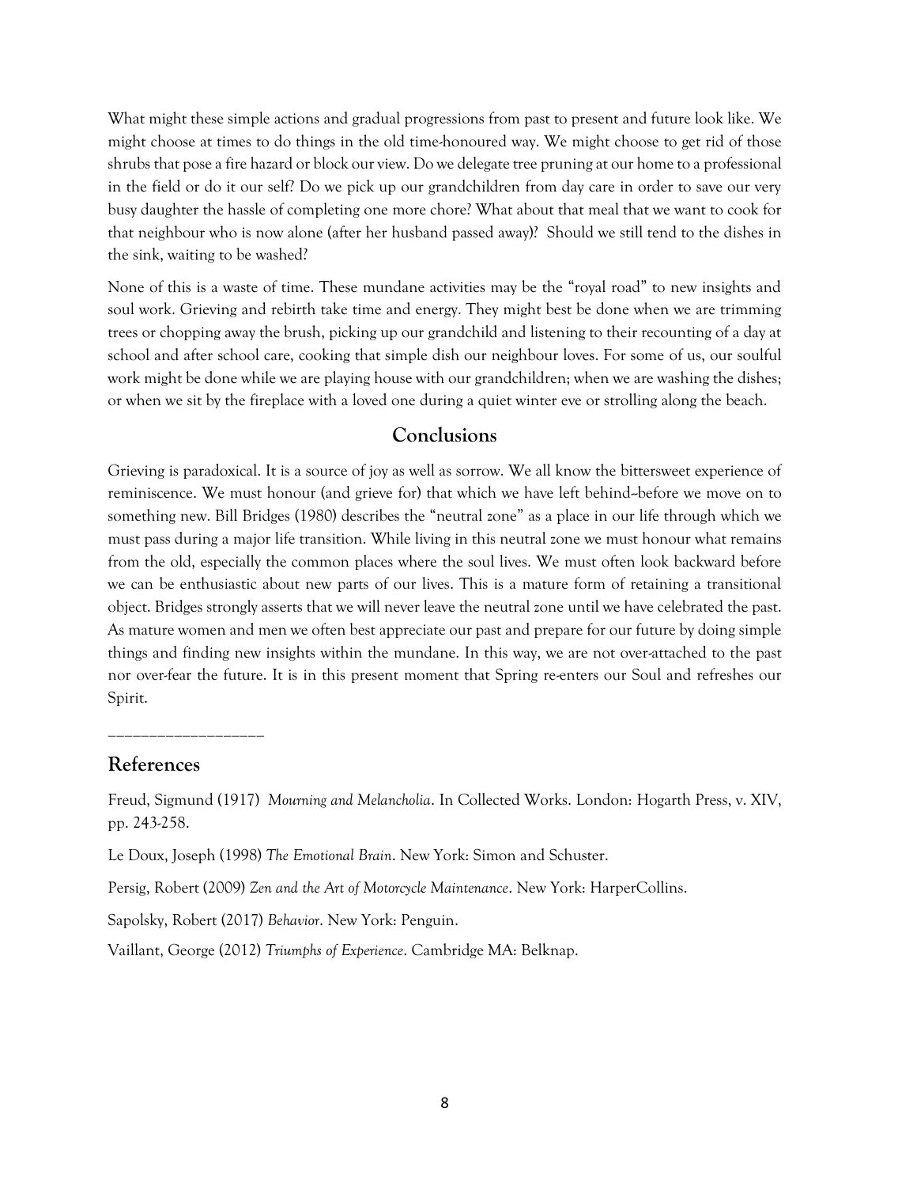What might these simple actions and gradual progressions from past to present and future look like. We might choose at times to do things in the old time-honoured way. We might choose to get rid of those shrubs that pose a fire hazard or block our view. Do we delegate tree pruning at our home to a professional in the field or do it our self? Do we pick up our grandchildren from day care in order to save our very busy daughter the hassle of completing one more chore? What about that meal that we want to cook for that neighbour who is now alone (after her husband passed away)? Should we still tend to the dishes in the sink, waiting to be washed?

None of this is a waste of time. These mundane activities may be the "royal road" to new insights and soul work. Grieving and rebirth take time and energy. They might best be done when we are trimming trees or chopping away the brush, picking up our grandchild and listening to their recounting of a day at school and after school care, cooking that simple dish our neighbour loves. For some of us, our soulful work might be done while we are playing house with our grandchildren; when we are washing the dishes; or when we sit by the fireplace with a loved one during a quiet winter eve or strolling along the beach.

## Conclusions

Grieving is paradoxical. It is a source of joy as well as sorrow. We all know the bittersweet experience of reminiscence. We must honour (and grieve for) that which we have left behind--before we move on to something new. Bill Bridges (1980) describes the "neutral zone" as a place in our life through which we must pass during a major life transition. While living in this neutral zone we must honour what remains from the old, especially the common places where the soul lives. We must often look backward before we can be enthusiastic about new parts of our lives. This is a mature form of retaining a transitional object. Bridges strongly asserts that we will never leave the neutral zone until we have celebrated the past. As mature women and men we often best appreciate our past and prepare for our future by doing simple things and finding new insights within the mundane. In this way, we are not over-attached to the past nor over-fear the future. It is in this present moment that Spring re-enters our Soul and refreshes our Spirit.

___________________

## References

Freud, Sigmund (1917) *Mourning and Melancholia*. In Collected Works. London: Hogarth Press, v. XIV, pp. 243-258.

Le Doux, Joseph (1998) *The Emotional Brain*. New York: Simon and Schuster.

Persig, Robert (2009) *Zen and the Art of Motorcycle Maintenance*. New York: HarperCollins.

Sapolsky, Robert (2017) *Behavior*. New York: Penguin.

Vaillant, George (2012) *Triumphs of Experience*. Cambridge MA: Belknap.